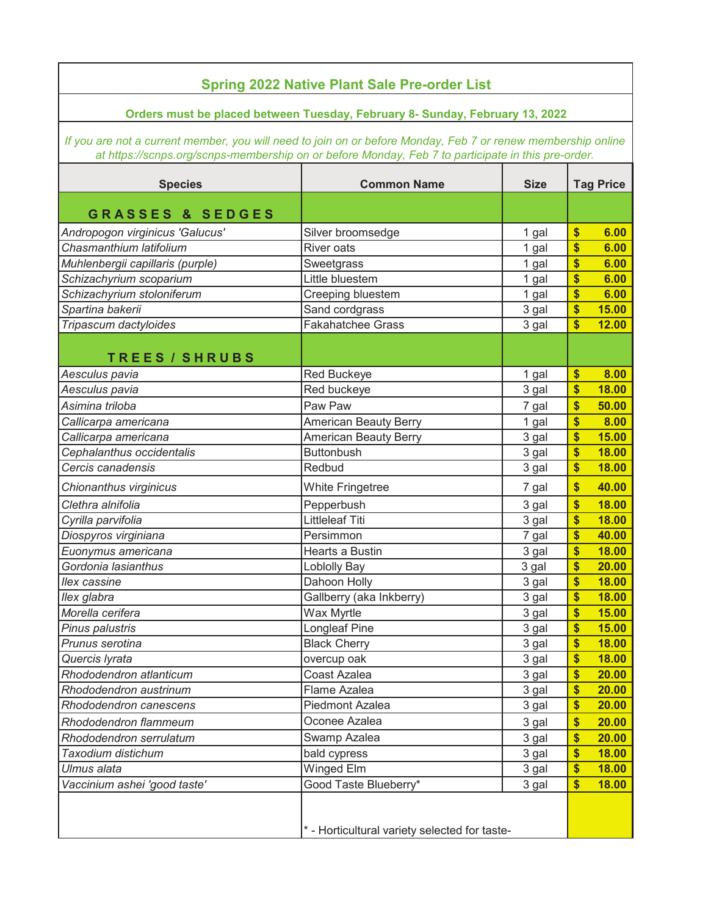## Spring 2022 Native Plant Sale Pre-order List

**Orders must be placed between Tuesday, February 8- Sunday, February 13, 2022**

*If you are not a current member, you will need to join on or before Monday, Feb 7 or renew membership online at https://scnps.org/scnps-membership on or before Monday, Feb 7 to participate in this pre-order.*

| Species | Common Name | Size | Tag Price |
|---|---|---|---|
| **GRASSES & SEDGES** | | | |
| *Andropogon virginicus 'Galucus'* | Silver broomsedge | 1 gal | $ 6.00 |
| *Chasmanthium latifolium* | River oats | 1 gal | $ 6.00 |
| *Muhlenbergii capillaris (purple)* | Sweetgrass | 1 gal | $ 6.00 |
| *Schizachyrium scoparium* | Little bluestem | 1 gal | $ 6.00 |
| *Schizachyrium stoloniferum* | Creeping bluestem | 1 gal | $ 6.00 |
| *Spartina bakerii* | Sand cordgrass | 3 gal | $ 15.00 |
| *Tripascum dactyloides* | Fakahatchee Grass | 3 gal | $ 12.00 |
| **TREES / SHRUBS** | | | |
| *Aesculus pavia* | Red Buckeye | 1 gal | $ 8.00 |
| *Aesculus pavia* | Red buckeye | 3 gal | $ 18.00 |
| *Asimina triloba* | Paw Paw | 7 gal | $ 50.00 |
| *Callicarpa americana* | American Beauty Berry | 1 gal | $ 8.00 |
| *Callicarpa americana* | American Beauty Berry | 3 gal | $ 15.00 |
| *Cephalanthus occidentalis* | Buttonbush | 3 gal | $ 18.00 |
| *Cercis canadensis* | Redbud | 3 gal | $ 18.00 |
| *Chionanthus virginicus* | White Fringetree | 7 gal | $ 40.00 |
| *Clethra alnifolia* | Pepperbush | 3 gal | $ 18.00 |
| *Cyrilla parvifolia* | Littleleaf Titi | 3 gal | $ 18.00 |
| *Diospyros virginiana* | Persimmon | 7 gal | $ 40.00 |
| *Euonymus americana* | Hearts a Bustin | 3 gal | $ 18.00 |
| *Gordonia lasianthus* | Loblolly Bay | 3 gal | $ 20.00 |
| *Ilex cassine* | Dahoon Holly | 3 gal | $ 18.00 |
| *Ilex glabra* | Gallberry (aka Inkberry) | 3 gal | $ 18.00 |
| *Morella cerifera* | Wax Myrtle | 3 gal | $ 15.00 |
| *Pinus palustris* | Longleaf Pine | 3 gal | $ 15.00 |
| *Prunus serotina* | Black Cherry | 3 gal | $ 18.00 |
| *Quercis lyrata* | overcup oak | 3 gal | $ 18.00 |
| *Rhododendron atlanticum* | Coast Azalea | 3 gal | $ 20.00 |
| *Rhododendron austrinum* | Flame Azalea | 3 gal | $ 20.00 |
| *Rhododendron canescens* | Piedmont Azalea | 3 gal | $ 20.00 |
| *Rhododendron flammeum* | Oconee Azalea | 3 gal | $ 20.00 |
| *Rhododendron serrulatum* | Swamp Azalea | 3 gal | $ 20.00 |
| *Taxodium distichum* | bald cypress | 3 gal | $ 18.00 |
| *Ulmus alata* | Winged Elm | 3 gal | $ 18.00 |
| *Vaccinium ashei 'good taste'* | Good Taste Blueberry* | 3 gal | $ 18.00 |
| | * - Horticultural variety selected for taste- | | |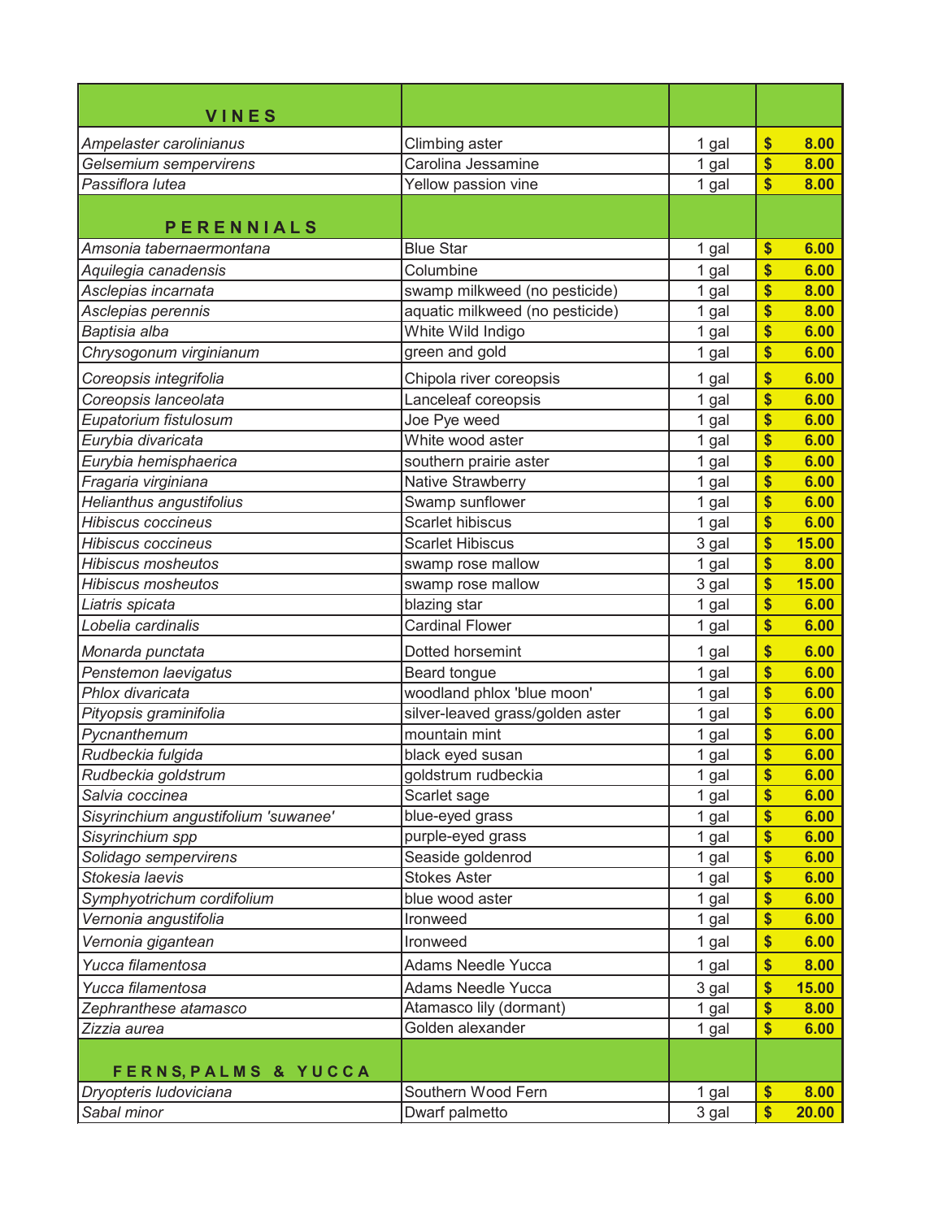| VINES | | | |
|---|---|---|---|
| *Ampelaster carolinianus* | Climbing aster | 1 gal | $ 8.00 |
| *Gelsemium sempervirens* | Carolina Jessamine | 1 gal | $ 8.00 |
| *Passiflora lutea* | Yellow passion vine | 1 gal | $ 8.00 |
| **PERENNIALS** | | | |
| *Amsonia tabernaemontana* | Blue Star | 1 gal | $ 6.00 |
| *Aquilegia canadensis* | Columbine | 1 gal | $ 6.00 |
| *Asclepias incarnata* | swamp milkweed (no pesticide) | 1 gal | $ 8.00 |
| *Asclepias perennis* | aquatic milkweed (no pesticide) | 1 gal | $ 8.00 |
| *Baptisia alba* | White Wild Indigo | 1 gal | $ 6.00 |
| *Chrysogonum virginianum* | green and gold | 1 gal | $ 6.00 |
| *Coreopsis integrifolia* | Chipola river coreopsis | 1 gal | $ 6.00 |
| *Coreopsis lanceolata* | Lanceleaf coreopsis | 1 gal | $ 6.00 |
| *Eupatorium fistulosum* | Joe Pye weed | 1 gal | $ 6.00 |
| *Eurybia divaricata* | White wood aster | 1 gal | $ 6.00 |
| *Eurybia hemisphaerica* | southern prairie aster | 1 gal | $ 6.00 |
| *Fragaria virginiana* | Native Strawberry | 1 gal | $ 6.00 |
| *Helianthus angustifolius* | Swamp sunflower | 1 gal | $ 6.00 |
| *Hibiscus coccineus* | Scarlet hibiscus | 1 gal | $ 6.00 |
| *Hibiscus coccineus* | Scarlet Hibiscus | 3 gal | $ 15.00 |
| *Hibiscus mosheutos* | swamp rose mallow | 1 gal | $ 8.00 |
| *Hibiscus mosheutos* | swamp rose mallow | 3 gal | $ 15.00 |
| *Liatris spicata* | blazing star | 1 gal | $ 6.00 |
| *Lobelia cardinalis* | Cardinal Flower | 1 gal | $ 6.00 |
| *Monarda punctata* | Dotted horsemint | 1 gal | $ 6.00 |
| *Penstemon laevigatus* | Beard tongue | 1 gal | $ 6.00 |
| *Phlox divaricata* | woodland phlox 'blue moon' | 1 gal | $ 6.00 |
| *Pityopsis graminifolia* | silver-leaved grass/golden aster | 1 gal | $ 6.00 |
| *Pycnanthemum* | mountain mint | 1 gal | $ 6.00 |
| *Rudbeckia fulgida* | black eyed susan | 1 gal | $ 6.00 |
| *Rudbeckia goldstrum* | goldstrum rudbeckia | 1 gal | $ 6.00 |
| *Salvia coccinea* | Scarlet sage | 1 gal | $ 6.00 |
| *Sisyrinchium angustifolium 'suwanee'* | blue-eyed grass | 1 gal | $ 6.00 |
| *Sisyrinchium spp* | purple-eyed grass | 1 gal | $ 6.00 |
| *Solidago sempervirens* | Seaside goldenrod | 1 gal | $ 6.00 |
| *Stokesia laevis* | Stokes Aster | 1 gal | $ 6.00 |
| *Symphyotrichum cordifolium* | blue wood aster | 1 gal | $ 6.00 |
| *Vernonia angustifolia* | Ironweed | 1 gal | $ 6.00 |
| *Vernonia gigantean* | Ironweed | 1 gal | $ 6.00 |
| *Yucca filamentosa* | Adams Needle Yucca | 1 gal | $ 8.00 |
| *Yucca filamentosa* | Adams Needle Yucca | 3 gal | $ 15.00 |
| *Zephranthese atamasco* | Atamasco lily (dormant) | 1 gal | $ 8.00 |
| *Zizzia aurea* | Golden alexander | 1 gal | $ 6.00 |
| **FERNS, PALMS & YUCCA** | | | |
| *Dryopteris ludoviciana* | Southern Wood Fern | 1 gal | $ 8.00 |
| *Sabal minor* | Dwarf palmetto | 3 gal | $ 20.00 |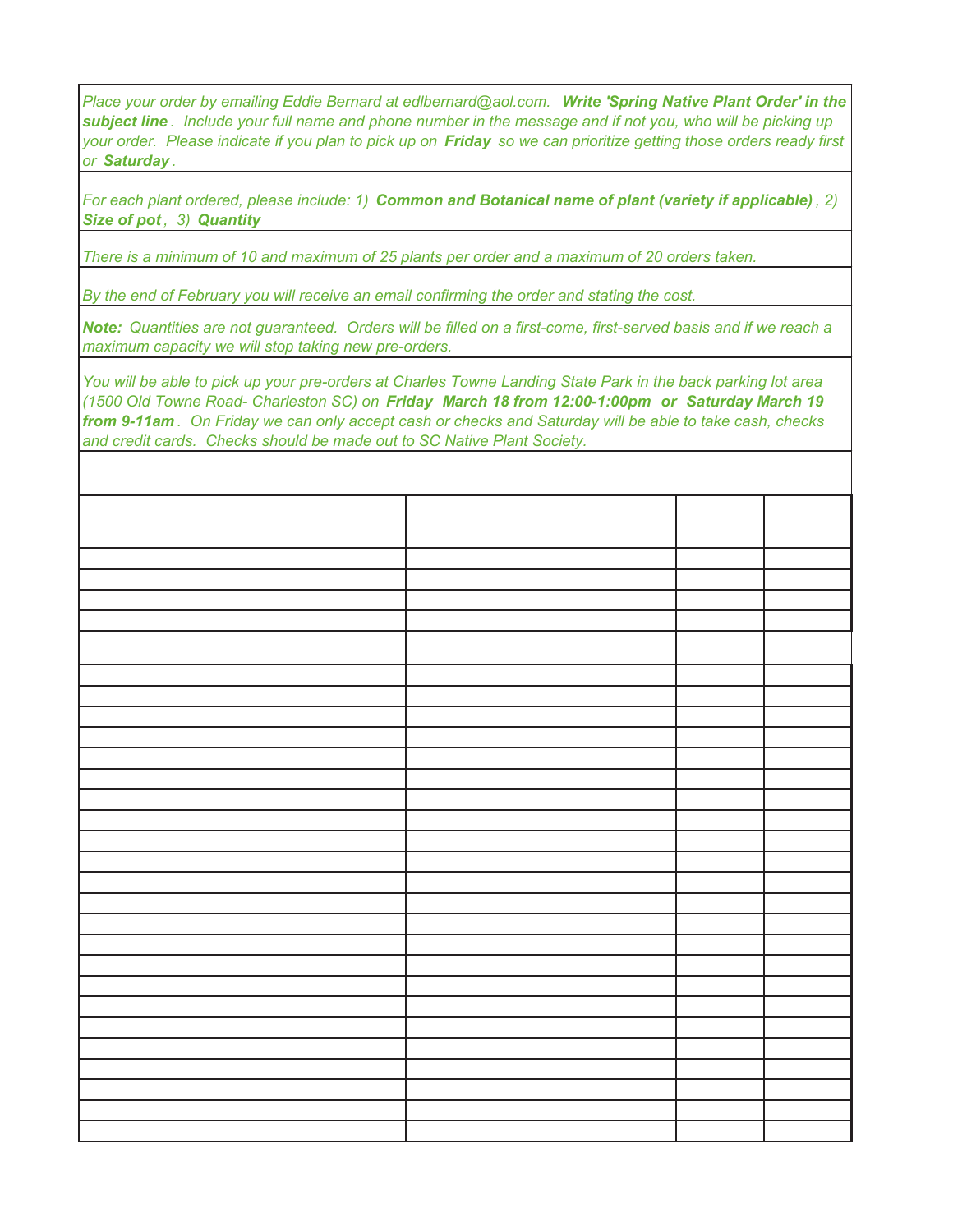*Place your order by emailing Eddie Bernard at edlbernard@aol.com.* ***Write 'Spring Native Plant Order' in the subject line****. Include your full name and phone number in the message and if not you, who will be picking up your order. Please indicate if you plan to pick up on* ***Friday*** *so we can prioritize getting those orders ready first or* ***Saturday****.*

*For each plant ordered, please include: 1)* ***Common and Botanical name of plant (variety if applicable)****, 2)* ***Size of pot****, 3)* ***Quantity***

*There is a minimum of 10 and maximum of 25 plants per order and a maximum of 20 orders taken.*

*By the end of February you will receive an email confirming the order and stating the cost.*

***Note:*** *Quantities are not guaranteed. Orders will be filled on a first-come, first-served basis and if we reach a maximum capacity we will stop taking new pre-orders.*

*You will be able to pick up your pre-orders at Charles Towne Landing State Park in the back parking lot area (1500 Old Towne Road- Charleston SC) on* ***Friday March 18 from 12:00-1:00pm*** *or* ***Saturday March 19 from 9-11am****. On Friday we can only accept cash or checks and Saturday will be able to take cash, checks and credit cards. Checks should be made out to SC Native Plant Society.*

| | | | |
|---|---|---|---|
| | | | |
| | | | |
| | | | |
| | | | |
| | | | |
| | | | |
| | | | |
| | | | |
| | | | |
| | | | |
| | | | |
| | | | |
| | | | |
| | | | |
| | | | |
| | | | |
| | | | |
| | | | |
| | | | |
| | | | |
| | | | |
| | | | |
| | | | |
| | | | |
| | | | |
| | | | |
| | | | |
| | | | |
| | | | |
| | | | |